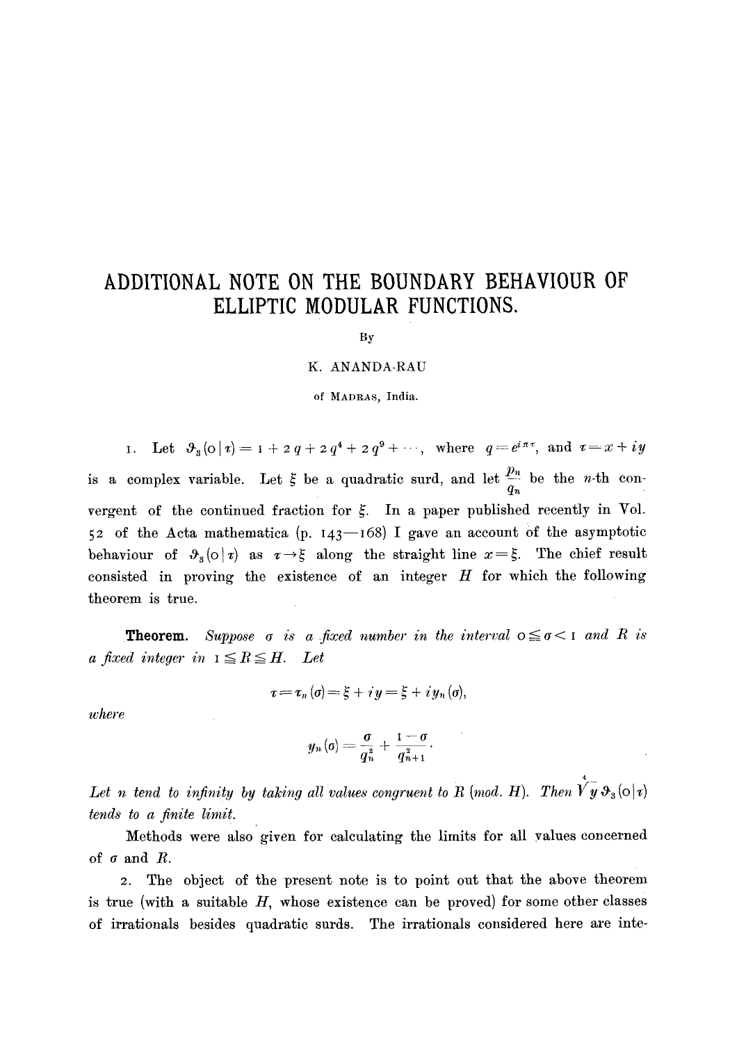# ADDITIONAL NOTE ON THE BOUNDARY BEHAVIOUR OF ELLIPTIC MODULAR FUNCTIONS.

By

K. ANANDA-RAU

of MADRAS, India.

1. Let $\vartheta_3(0|\tau) = 1 + 2q + 2q^4 + 2q^9 + \cdots$, where $q = e^{i\pi\tau}$, and $\tau = x + iy$ is a complex variable. Let $\xi$ be a quadratic surd, and let $\frac{p_n}{q_n}$ be the $n$-th convergent of the continued fraction for $\xi$. In a paper published recently in Vol. 52 of the Acta mathematica (p. 143—168) I gave an account of the asymptotic behaviour of $\vartheta_3(0|\tau)$ as $\tau \to \xi$ along the straight line $x = \xi$. The chief result consisted in proving the existence of an integer $H$ for which the following theorem is true.

**Theorem.** *Suppose $\sigma$ is a fixed number in the interval $0 \leqq \sigma < 1$ and $R$ is a fixed integer in $1 \leqq R \leqq H$. Let*

$$\tau = \tau_n(\sigma) = \xi + iy = \xi + iy_n(\sigma),$$

*where*

$$y_n(\sigma) = \frac{\sigma}{q_n^2} + \frac{1-\sigma}{q_{n+1}^2}.$$

*Let $n$ tend to infinity by taking all values congruent to $R$ (mod. $H$). Then $\sqrt[4]{y}\,\vartheta_3(0|\tau)$ tends to a finite limit.*

Methods were also given for calculating the limits for all values concerned of $\sigma$ and $R$.

2. The object of the present note is to point out that the above theorem is true (with a suitable $H$, whose existence can be proved) for some other classes of irrationals besides quadratic surds. The irrationals considered here are inte-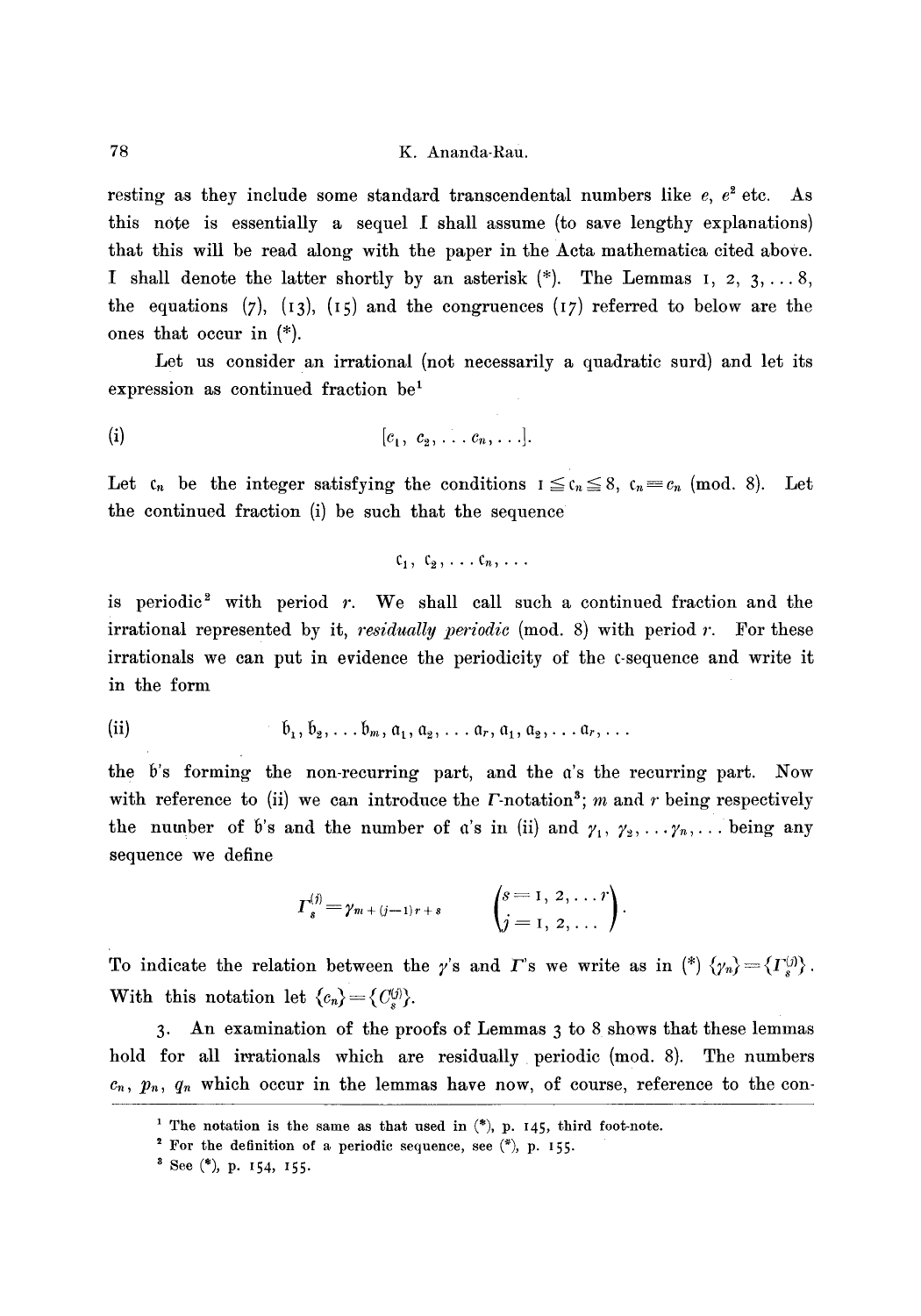resting as they include some standard transcendental numbers like $e$, $e^2$ etc. As this note is essentially a sequel I shall assume (to save lengthy explanations) that this will be read along with the paper in the Acta mathematica cited above. I shall denote the latter shortly by an asterisk (*). The Lemmas 1, 2, 3, ... 8, the equations (7), (13), (15) and the congruences (17) referred to below are the ones that occur in (*).

Let us consider an irrational (not necessarily a quadratic surd) and let its expression as continued fraction be[1]

$$\text{(i)} \qquad [c_1,\ c_2, \ldots c_n, \ldots].$$

Let $\mathfrak{c}_n$ be the integer satisfying the conditions $1 \leqq \mathfrak{c}_n \leqq 8$, $\mathfrak{c}_n \equiv c_n \pmod{8}$. Let the continued fraction (i) be such that the sequence

$$\mathfrak{c}_1,\ \mathfrak{c}_2, \ldots \mathfrak{c}_n, \ldots$$

is periodic[2] with period $r$. We shall call such a continued fraction and the irrational represented by it, *residually periodic* (mod. 8) with period $r$. For these irrationals we can put in evidence the periodicity of the $\mathfrak{c}$-sequence and write it in the form

$$\text{(ii)} \qquad \mathfrak{b}_1, \mathfrak{b}_2, \ldots \mathfrak{b}_m, \mathfrak{a}_1, \mathfrak{a}_2, \ldots \mathfrak{a}_r, \mathfrak{a}_1, \mathfrak{a}_2, \ldots \mathfrak{a}_r, \ldots$$

the $\mathfrak{b}$'s forming the non-recurring part, and the $\mathfrak{a}$'s the recurring part. Now with reference to (ii) we can introduce the $\Gamma$-notation[3]; $m$ and $r$ being respectively the number of $\mathfrak{b}$'s and the number of $\mathfrak{a}$'s in (ii) and $\gamma_1,\ \gamma_2, \ldots \gamma_n, \ldots$ being any sequence we define

$$\Gamma_s^{(j)} = \gamma_{m+(j-1)r+s} \qquad \begin{pmatrix} s = 1,\ 2, \ldots r \\ j = 1,\ 2, \ldots \end{pmatrix}.$$

To indicate the relation between the $\gamma$'s and $\Gamma$'s we write as in (*) $\{\gamma_n\} = \{\Gamma_s^{(j)}\}$. With this notation let $\{c_n\} = \{C_s^{(j)}\}$.

3. An examination of the proofs of Lemmas 3 to 8 shows that these lemmas hold for all irrationals which are residually periodic (mod. 8). The numbers $c_n$, $p_n$, $q_n$ which occur in the lemmas have now, of course, reference to the con-

---

[1] The notation is the same as that used in (*), p. 145, third foot-note.

[2] For the definition of a periodic sequence, see (*), p. 155.

[3] See (*), p. 154, 155.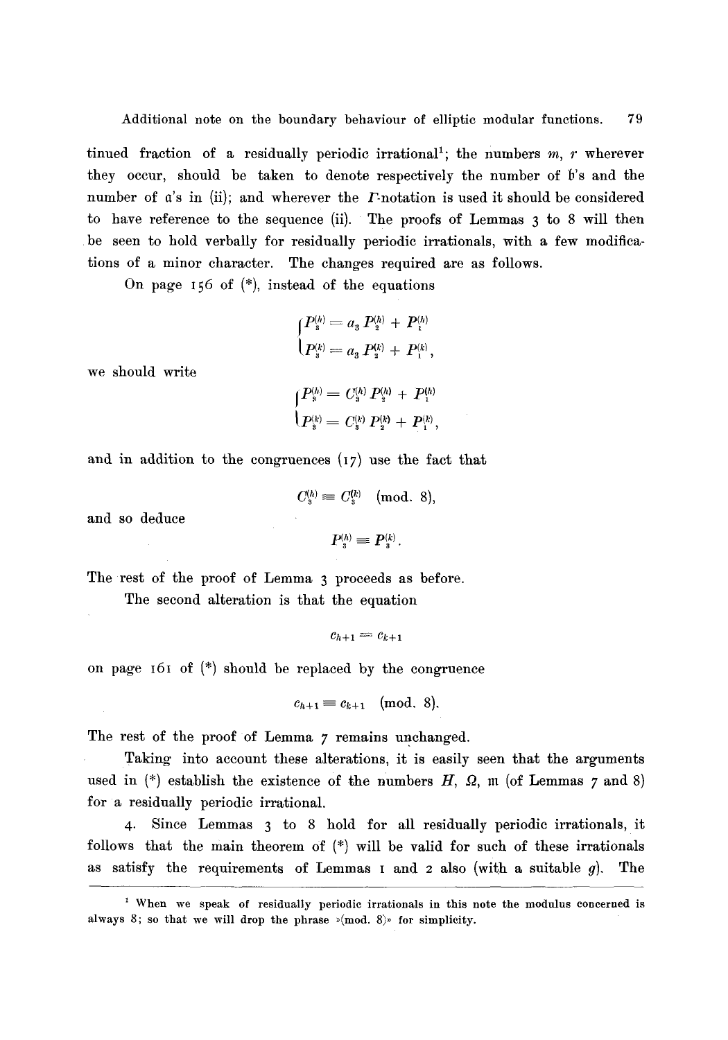tinued fraction of a residually periodic irrational[1]; the numbers $m$, $r$ wherever they occur, should be taken to denote respectively the number of $\mathfrak{b}$'s and the number of $\mathfrak{a}$'s in (ii); and wherever the $\Gamma$-notation is used it should be considered to have reference to the sequence (ii). The proofs of Lemmas 3 to 8 will then be seen to hold verbally for residually periodic irrationals, with a few modifications of a minor character. The changes required are as follows.

On page 156 of (\*), instead of the equations

$$\begin{cases} P_3^{(h)} = a_3 P_2^{(h)} + P_1^{(h)} \\ P_3^{(k)} = a_3 P_2^{(k)} + P_1^{(k)}, \end{cases}$$

we should write

$$\begin{cases} P_3^{(h)} = C_3^{(h)} P_2^{(h)} + P_1^{(h)} \\ P_3^{(k)} = C_3^{(k)} P_2^{(k)} + P_1^{(k)}, \end{cases}$$

and in addition to the congruences (17) use the fact that

$$C_3^{(h)} \equiv C_3^{(k)} \pmod{8},$$

and so deduce

$$P_3^{(h)} \equiv P_3^{(k)}.$$

The rest of the proof of Lemma 3 proceeds as before.

The second alteration is that the equation

$$c_{h+1} = c_{k+1}$$

on page 161 of (\*) should be replaced by the congruence

$$c_{h+1} \equiv c_{k+1} \pmod{8}.$$

The rest of the proof of Lemma 7 remains unchanged.

Taking into account these alterations, it is easily seen that the arguments used in (\*) establish the existence of the numbers $H$, $\Omega$, $\mathfrak{m}$ (of Lemmas 7 and 8) for a residually periodic irrational.

4. Since Lemmas 3 to 8 hold for all residually periodic irrationals, it follows that the main theorem of (\*) will be valid for such of these irrationals as satisfy the requirements of Lemmas 1 and 2 also (with a suitable $g$). The

[1] When we speak of residually periodic irrationals in this note the modulus concerned is always 8; so that we will drop the phrase »(mod. 8)» for simplicity.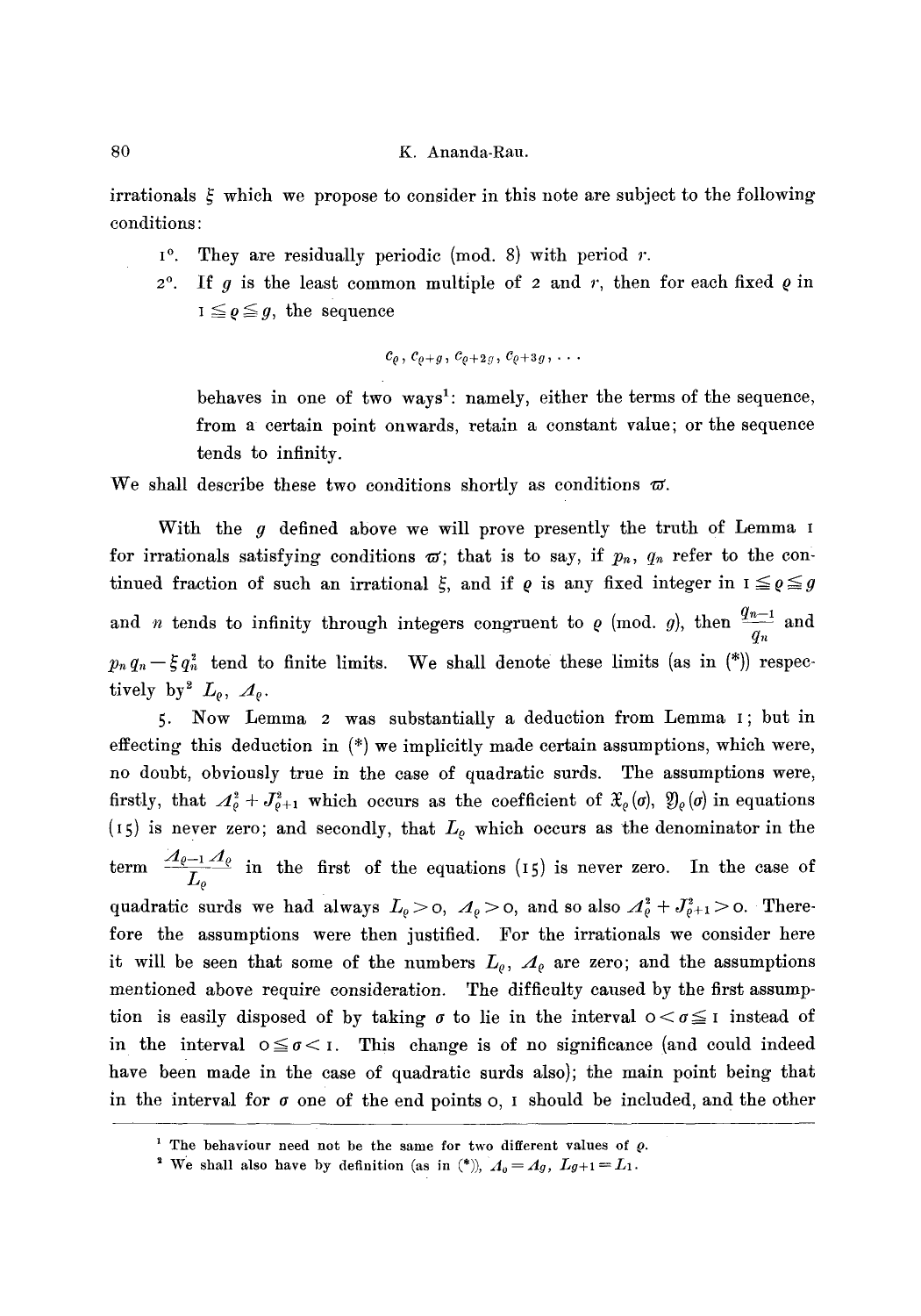irrationals $\xi$ which we propose to consider in this note are subject to the following conditions:

1°. They are residually periodic (mod. 8) with period $r$.

2°. If $g$ is the least common multiple of 2 and $r$, then for each fixed $\varrho$ in $1 \leqq \varrho \leqq g$, the sequence

$$c_\varrho, c_{\varrho+g}, c_{\varrho+2g}, c_{\varrho+3g}, \ldots$$

behaves in one of two ways[1]: namely, either the terms of the sequence, from a certain point onwards, retain a constant value; or the sequence tends to infinity.

We shall describe these two conditions shortly as conditions $\varpi$.

With the $g$ defined above we will prove presently the truth of Lemma 1 for irrationals satisfying conditions $\varpi$; that is to say, if $p_n$, $q_n$ refer to the continued fraction of such an irrational $\xi$, and if $\varrho$ is any fixed integer in $1 \leqq \varrho \leqq g$ and $n$ tends to infinity through integers congruent to $\varrho$ (mod. $g$), then $\frac{q_{n-1}}{q_n}$ and $p_n q_n - \xi q_n^2$ tend to finite limits. We shall denote these limits (as in (\*)) respectively by[2] $L_\varrho$, $\varDelta_\varrho$.

5. Now Lemma 2 was substantially a deduction from Lemma 1; but in effecting this deduction in (\*) we implicitly made certain assumptions, which were, no doubt, obviously true in the case of quadratic surds. The assumptions were, firstly, that $\varDelta_\varrho^2 + J_{\varrho+1}^2$ which occurs as the coefficient of $\mathfrak{X}_\varrho(\sigma)$, $\mathfrak{Y}_\varrho(\sigma)$ in equations (15) is never zero; and secondly, that $L_\varrho$ which occurs as the denominator in the term $\frac{\varDelta_{\varrho-1}\varDelta_\varrho}{L_\varrho}$ in the first of the equations (15) is never zero. In the case of quadratic surds we had always $L_\varrho > 0$, $\varDelta_\varrho > 0$, and so also $\varDelta_\varrho^2 + J_{\varrho+1}^2 > 0$. Therefore the assumptions were then justified. For the irrationals we consider here it will be seen that some of the numbers $L_\varrho$, $\varDelta_\varrho$ are zero; and the assumptions mentioned above require consideration. The difficulty caused by the first assumption is easily disposed of by taking $\sigma$ to lie in the interval $0 < \sigma \leqq 1$ instead of in the interval $0 \leqq \sigma < 1$. This change is of no significance (and could indeed have been made in the case of quadratic surds also); the main point being that in the interval for $\sigma$ one of the end points 0, 1 should be included, and the other

---

[1] The behaviour need not be the same for two different values of $\varrho$.

[2] We shall also have by definition (as in (\*)), $\varDelta_0 = \varDelta_g$, $L_{g+1} = L_1$.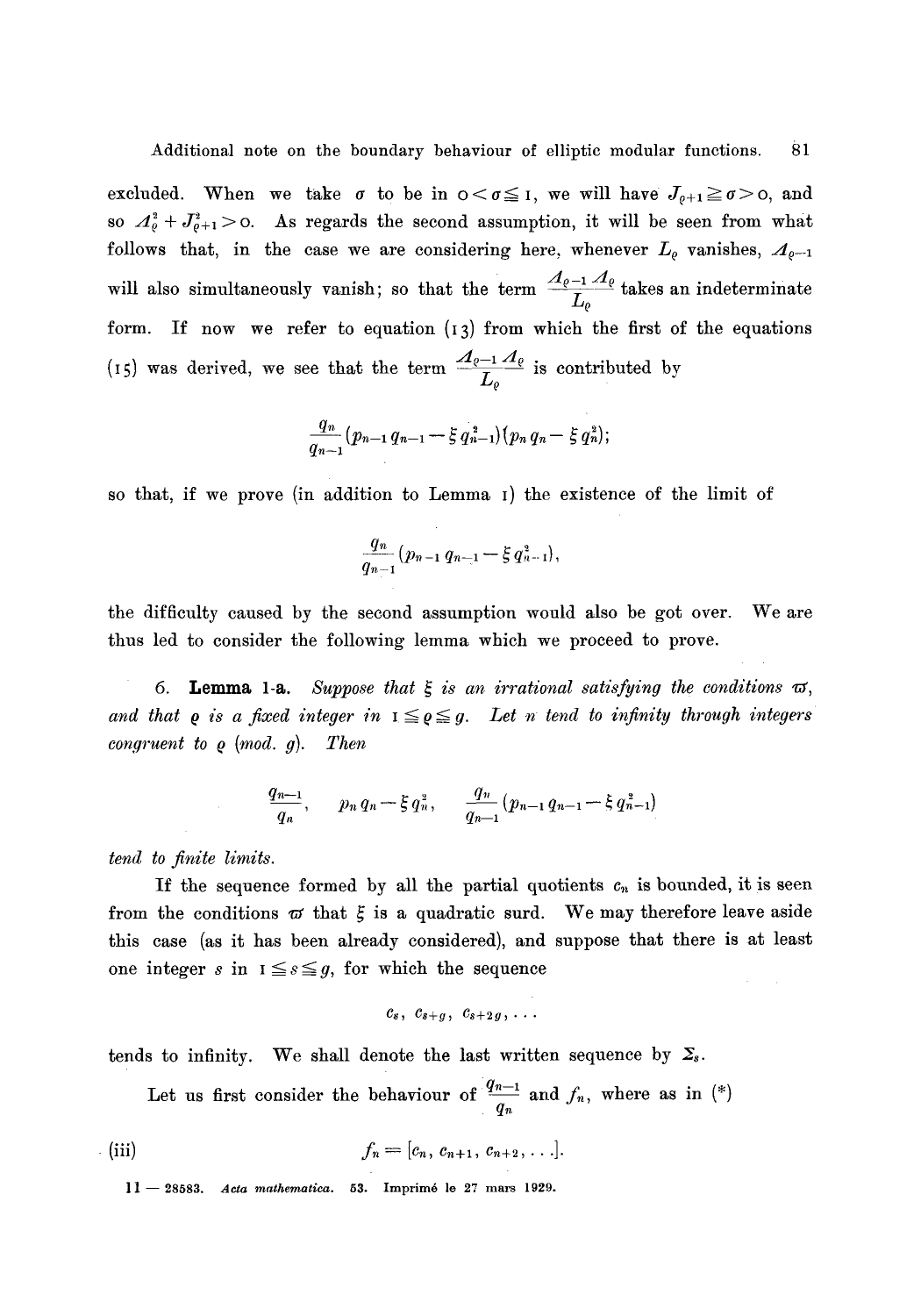excluded. When we take $\sigma$ to be in $0 < \sigma \leqq 1$, we will have $J_{\varrho+1} \geqq \sigma > 0$, and so $\varDelta_\varrho^2 + J_{\varrho+1}^2 > 0$. As regards the second assumption, it will be seen from what follows that, in the case we are considering here, whenever $L_\varrho$ vanishes, $\varDelta_{\varrho-1}$ will also simultaneously vanish; so that the term $\frac{\varDelta_{\varrho-1}\varDelta_\varrho}{L_\varrho}$ takes an indeterminate form. If now we refer to equation (13) from which the first of the equations (15) was derived, we see that the term $\frac{\varDelta_{\varrho-1}\varDelta_\varrho}{L_\varrho}$ is contributed by

$$\frac{q_n}{q_{n-1}}(p_{n-1}q_{n-1} - \xi q_{n-1}^2)(p_n q_n - \xi q_n^2);$$

so that, if we prove (in addition to Lemma 1) the existence of the limit of

$$\frac{q_n}{q_{n-1}}(p_{n-1}q_{n-1} - \xi q_{n-1}^2),$$

the difficulty caused by the second assumption would also be got over. We are thus led to consider the following lemma which we proceed to prove.

6. **Lemma 1-a.** *Suppose that $\xi$ is an irrational satisfying the conditions $\varpi$, and that $\varrho$ is a fixed integer in $1 \leqq \varrho \leqq g$. Let $n$ tend to infinity through integers congruent to $\varrho$ (mod. $g$). Then*

$$\frac{q_{n-1}}{q_n}, \quad p_n q_n - \xi q_n^2, \quad \frac{q_n}{q_{n-1}}(p_{n-1}q_{n-1} - \xi q_{n-1}^2)$$

*tend to finite limits.*

If the sequence formed by all the partial quotients $c_n$ is bounded, it is seen from the conditions $\varpi$ that $\xi$ is a quadratic surd. We may therefore leave aside this case (as it has been already considered), and suppose that there is at least one integer $s$ in $1 \leqq s \leqq g$, for which the sequence

$$c_s, \ c_{s+g}, \ c_{s+2g}, \ldots$$

tends to infinity. We shall denote the last written sequence by $\Sigma_s$.

Let us first consider the behaviour of $\frac{q_{n-1}}{q_n}$ and $f_n$, where as in (*)

$$\text{(iii)} \qquad f_n = [c_n, c_{n+1}, c_{n+2}, \ldots].$$

11 — 28583. *Acta mathematica.* 53. Imprimé le 27 mars 1929.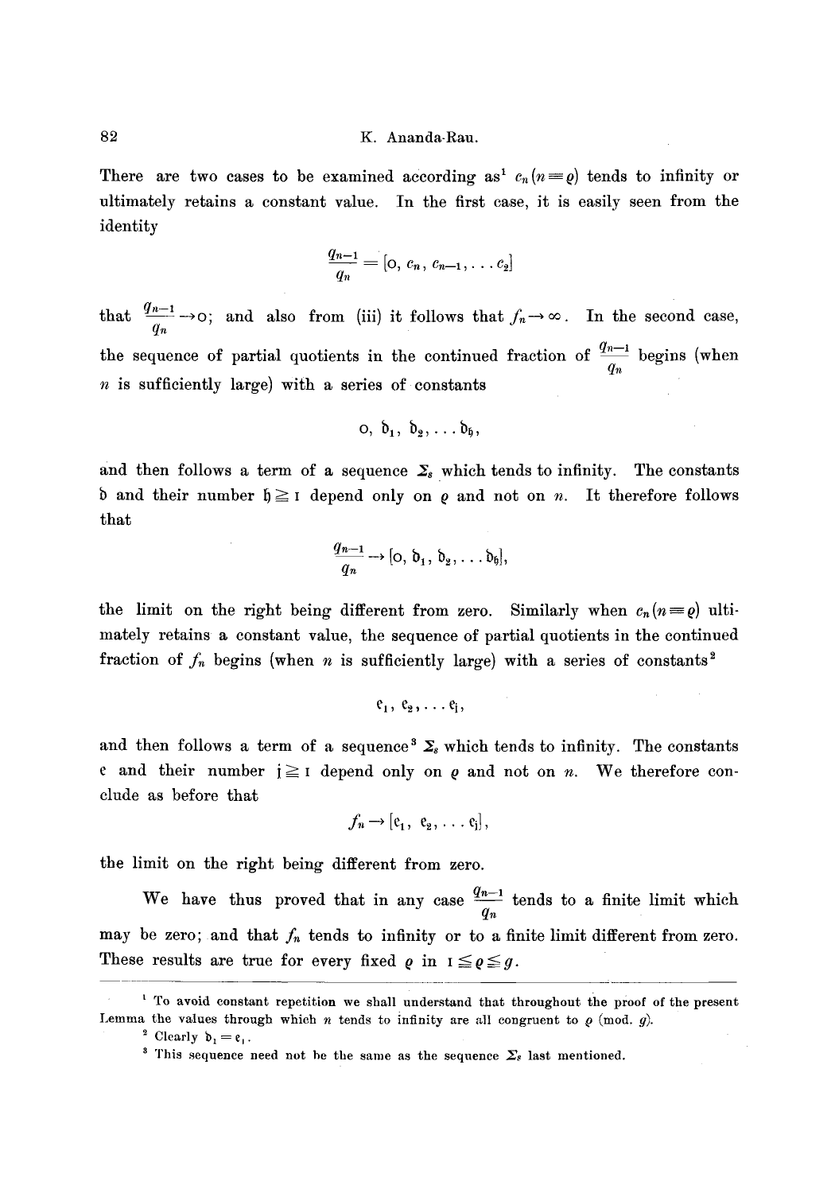There are two cases to be examined according as[1] $c_n (n \equiv \varrho)$ tends to infinity or ultimately retains a constant value. In the first case, it is easily seen from the identity

$$\frac{q_{n-1}}{q_n} = [0, c_n, c_{n-1}, \ldots c_2]$$

that $\frac{q_{n-1}}{q_n} \to 0$; and also from (iii) it follows that $f_n \to \infty$. In the second case, the sequence of partial quotients in the continued fraction of $\frac{q_{n-1}}{q_n}$ begins (when $n$ is sufficiently large) with a series of constants

$$0, \mathfrak{d}_1, \mathfrak{d}_2, \ldots \mathfrak{d}_{\mathfrak{h}},$$

and then follows a term of a sequence $\Sigma_s$ which tends to infinity. The constants $\mathfrak{d}$ and their number $\mathfrak{h} \geqq 1$ depend only on $\varrho$ and not on $n$. It therefore follows that

$$\frac{q_{n-1}}{q_n} \to [0, \mathfrak{d}_1, \mathfrak{d}_2, \ldots \mathfrak{d}_{\mathfrak{h}}],$$

the limit on the right being different from zero. Similarly when $c_n (n \equiv \varrho)$ ultimately retains a constant value, the sequence of partial quotients in the continued fraction of $f_n$ begins (when $n$ is sufficiently large) with a series of constants[2]

$$\mathfrak{e}_1, \mathfrak{e}_2, \ldots \mathfrak{e}_{\mathfrak{j}},$$

and then follows a term of a sequence[3] $\Sigma_s$ which tends to infinity. The constants $\mathfrak{e}$ and their number $\mathfrak{j} \geqq 1$ depend only on $\varrho$ and not on $n$. We therefore conclude as before that

$$f_n \to [\mathfrak{e}_1, \mathfrak{e}_2, \ldots \mathfrak{e}_{\mathfrak{j}}],$$

the limit on the right being different from zero.

We have thus proved that in any case $\frac{q_{n-1}}{q_n}$ tends to a finite limit which may be zero; and that $f_n$ tends to infinity or to a finite limit different from zero. These results are true for every fixed $\varrho$ in $1 \leqq \varrho \leqq g$.

---

[1] To avoid constant repetition we shall understand that throughout the proof of the present Lemma the values through which $n$ tends to infinity are all congruent to $\varrho$ (mod. $g$).

[2] Clearly $\mathfrak{d}_1 = \mathfrak{e}_1$.

[3] This sequence need not be the same as the sequence $\Sigma_s$ last mentioned.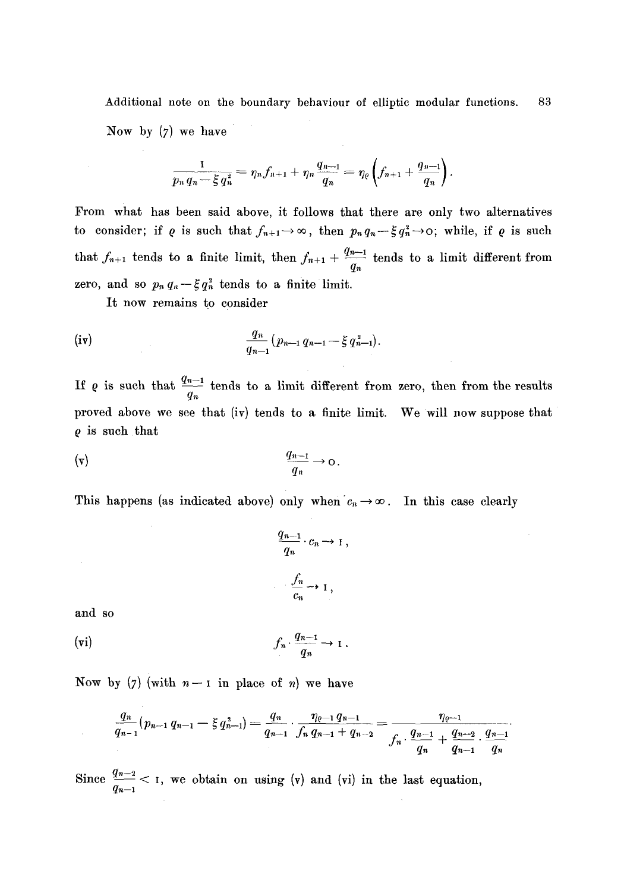Now by (7) we have

$$\frac{1}{p_n q_n - \xi q_n^2} = \eta_n f_{n+1} + \eta_n \frac{q_{n-1}}{q_n} = \eta_\varrho \left( f_{n+1} + \frac{q_{n-1}}{q_n} \right).$$

From what has been said above, it follows that there are only two alternatives to consider; if $\varrho$ is such that $f_{n+1} \to \infty$, then $p_n q_n - \xi q_n^2 \to 0$; while, if $\varrho$ is such that $f_{n+1}$ tends to a finite limit, then $f_{n+1} + \frac{q_{n-1}}{q_n}$ tends to a limit different from zero, and so $p_n q_n - \xi q_n^2$ tends to a finite limit.

It now remains to consider

$$\text{(iv)} \qquad \frac{q_n}{q_{n-1}} (p_{n-1} q_{n-1} - \xi q_{n-1}^2).$$

If $\varrho$ is such that $\frac{q_{n-1}}{q_n}$ tends to a limit different from zero, then from the results proved above we see that (iv) tends to a finite limit. We will now suppose that $\varrho$ is such that

$$\text{(v)} \qquad \frac{q_{n-1}}{q_n} \to 0.$$

This happens (as indicated above) only when $c_n \to \infty$. In this case clearly

$$\frac{q_{n-1}}{q_n} \cdot c_n \to 1,$$

$$\frac{f_n}{c_n} \to 1,$$

and so

$$\text{(vi)} \qquad f_n \cdot \frac{q_{n-1}}{q_n} \to 1.$$

Now by (7) (with $n-1$ in place of $n$) we have

$$\frac{q_n}{q_{n-1}} (p_{n-1} q_{n-1} - \xi q_{n-1}^2) = \frac{q_n}{q_{n-1}} \cdot \frac{\eta_{\varrho-1} q_{n-1}}{f_n q_{n-1} + q_{n-2}} = \frac{\eta_{\varrho-1}}{f_n \cdot \frac{q_{n-1}}{q_n} + \frac{q_{n-2}}{q_{n-1}} \cdot \frac{q_{n-1}}{q_n}}.$$

Since $\frac{q_{n-2}}{q_{n-1}} < 1$, we obtain on using (v) and (vi) in the last equation,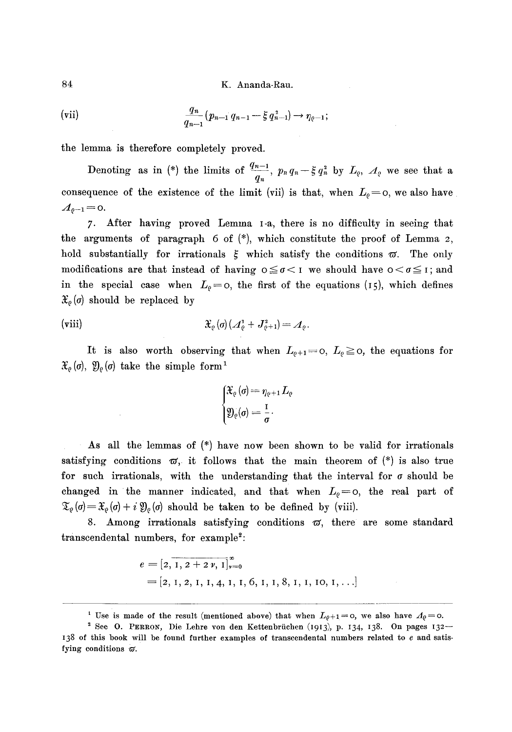(vii) $$\frac{q_n}{q_{n-1}}(p_{n-1}q_{n-1} - \xi q_{n-1}^2) \to \eta_{\varrho-1};$$

the lemma is therefore completely proved.

Denoting as in (*) the limits of $\frac{q_{n-1}}{q_n}$, $p_n q_n - \xi q_n^2$ by $L_\varrho$, $\varDelta_\varrho$ we see that a consequence of the existence of the limit (vii) is that, when $L_\varrho = 0$, we also have $\varDelta_{\varrho-1} = 0$.

7. After having proved Lemma 1-a, there is no difficulty in seeing that the arguments of paragraph 6 of (*), which constitute the proof of Lemma 2, hold substantially for irrationals $\xi$ which satisfy the conditions $\varpi$. The only modifications are that instead of having $0 \leqq \sigma < 1$ we should have $0 < \sigma \leqq 1$; and in the special case when $L_\varrho = 0$, the first of the equations (15), which defines $\mathfrak{X}_\varrho(\sigma)$ should be replaced by

(viii) $$\mathfrak{X}_\varrho(\sigma)(\varDelta_\varrho^2 + J_{\varrho+1}^2) = \varDelta_\varrho.$$

It is also worth observing that when $L_{\varrho+1} = 0$, $L_\varrho \geqq 0$, the equations for $\mathfrak{X}_\varrho(\sigma)$, $\mathfrak{Y}_\varrho(\sigma)$ take the simple form[1]

$$\begin{cases} \mathfrak{X}_\varrho(\sigma) = \eta_{\varrho+1} L_\varrho \\ \mathfrak{Y}_\varrho(\sigma) = \dfrac{1}{\sigma}. \end{cases}$$

As all the lemmas of (*) have now been shown to be valid for irrationals satisfying conditions $\varpi$, it follows that the main theorem of (*) is also true for such irrationals, with the understanding that the interval for $\sigma$ should be changed in the manner indicated, and that when $L_\varrho = 0$, the real part of $\mathfrak{T}_\varrho(\sigma) = \mathfrak{X}_\varrho(\sigma) + i\,\mathfrak{Y}_\varrho(\sigma)$ should be taken to be defined by (viii).

8. Among irrationals satisfying conditions $\varpi$, there are some standard transcendental numbers, for example[2]:

$$e = [2, \overline{1, 2 + 2\nu, 1}]_{\nu=0}^{\infty}$$
$$= [2, 1, 2, 1, 1, 4, 1, 1, 6, 1, 1, 8, 1, 1, 10, 1, \ldots]$$

---

[1] Use is made of the result (mentioned above) that when $L_{\varrho+1} = 0$, we also have $\varDelta_\varrho = 0$.

[2] See O. PERRON, Die Lehre von den Kettenbrüchen (1913), p. 134, 138. On pages 132—138 of this book will be found further examples of transcendental numbers related to $e$ and satisfying conditions $\varpi$.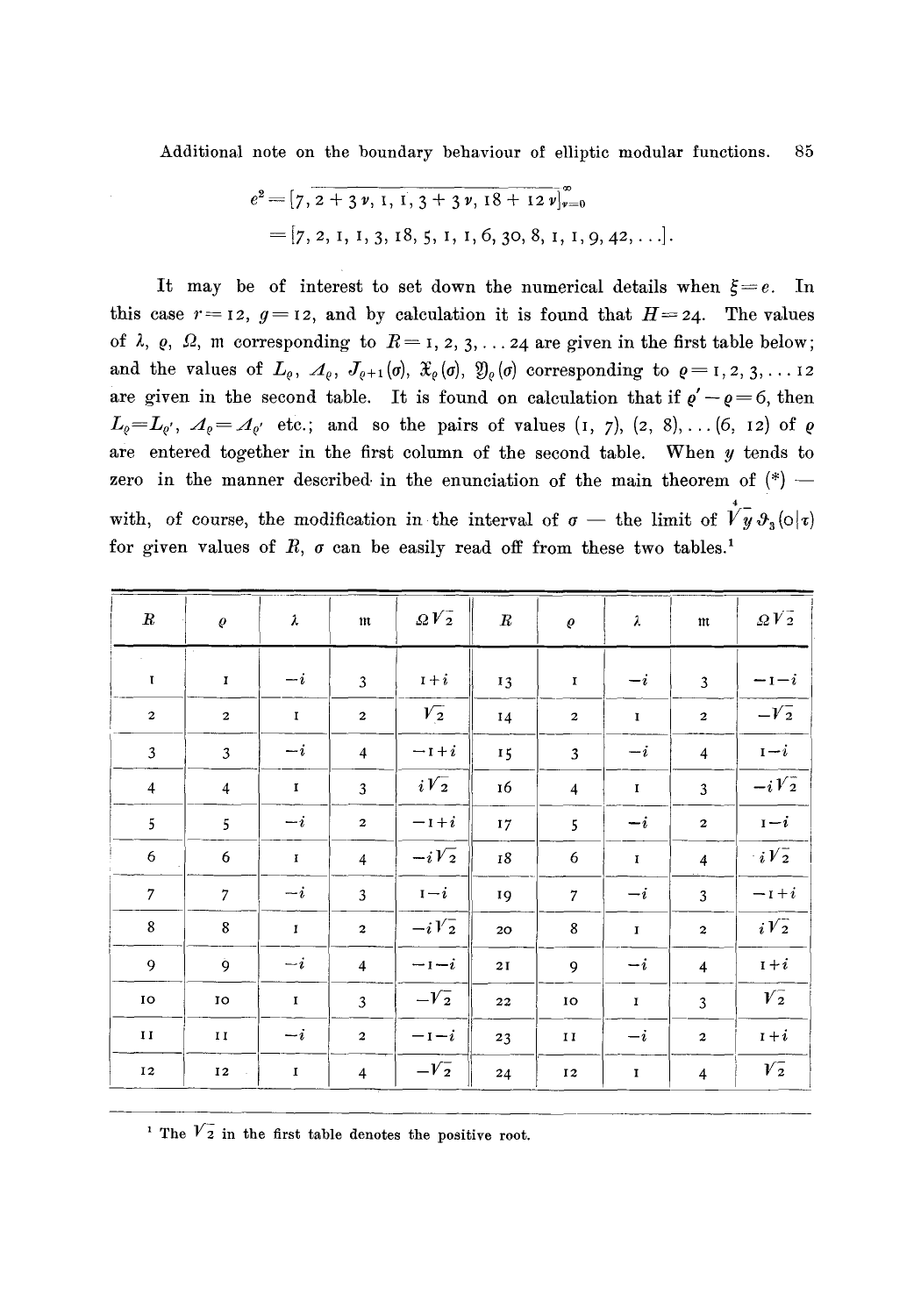$$e^2 = \overline{[7, 2+3\nu, 1, 1, 3+3\nu, 18+12\nu]}_{\nu=0}^{\infty}$$
$$= [7, 2, 1, 1, 3, 18, 5, 1, 1, 6, 30, 8, 1, 1, 9, 42, \ldots].$$

It may be of interest to set down the numerical details when $\xi = e$. In this case $r = 12$, $g = 12$, and by calculation it is found that $H = 24$. The values of $\lambda$, $\varrho$, $\Omega$, $\mathfrak{m}$ corresponding to $R = 1, 2, 3, \ldots 24$ are given in the first table below; and the values of $L_\varrho$, $\Lambda_\varrho$, $J_{\varrho+1}(\sigma)$, $\mathfrak{X}_\varrho(\sigma)$, $\mathfrak{Y}_\varrho(\sigma)$ corresponding to $\varrho = 1, 2, 3, \ldots 12$ are given in the second table. It is found on calculation that if $\varrho' - \varrho = 6$, then $L_\varrho = L_{\varrho'}$, $\Lambda_\varrho = \Lambda_{\varrho'}$ etc.; and so the pairs of values $(1, 7)$, $(2, 8)$, $\ldots (6, 12)$ of $\varrho$ are entered together in the first column of the second table. When $y$ tends to zero in the manner described in the enunciation of the main theorem of (*) — with, of course, the modification in the interval of $\sigma$ — the limit of $\sqrt[4]{y}\,\vartheta_3(0|\tau)$ for given values of $R$, $\sigma$ can be easily read off from these two tables.[1]

| $R$ | $\varrho$ | $\lambda$ | $\mathfrak{m}$ | $\Omega\sqrt{2}$ | $R$ | $\varrho$ | $\lambda$ | $\mathfrak{m}$ | $\Omega\sqrt{2}$ |
|---|---|---|---|---|---|---|---|---|---|
| 1 | 1 | $-i$ | 3 | $1+i$ | 13 | 1 | $-i$ | 3 | $-1-i$ |
| 2 | 2 | 1 | 2 | $\sqrt{2}$ | 14 | 2 | 1 | 2 | $-\sqrt{2}$ |
| 3 | 3 | $-i$ | 4 | $-1+i$ | 15 | 3 | $-i$ | 4 | $1-i$ |
| 4 | 4 | 1 | 3 | $i\sqrt{2}$ | 16 | 4 | 1 | 3 | $-i\sqrt{2}$ |
| 5 | 5 | $-i$ | 2 | $-1+i$ | 17 | 5 | $-i$ | 2 | $1-i$ |
| 6 | 6 | 1 | 4 | $-i\sqrt{2}$ | 18 | 6 | 1 | 4 | $i\sqrt{2}$ |
| 7 | 7 | $-i$ | 3 | $1-i$ | 19 | 7 | $-i$ | 3 | $-1+i$ |
| 8 | 8 | 1 | 2 | $-i\sqrt{2}$ | 20 | 8 | 1 | 2 | $i\sqrt{2}$ |
| 9 | 9 | $-i$ | 4 | $-1-i$ | 21 | 9 | $-i$ | 4 | $1+i$ |
| 10 | 10 | 1 | 3 | $-\sqrt{2}$ | 22 | 10 | 1 | 3 | $\sqrt{2}$ |
| 11 | 11 | $-i$ | 2 | $-1-i$ | 23 | 11 | $-i$ | 2 | $1+i$ |
| 12 | 12 | 1 | 4 | $-\sqrt{2}$ | 24 | 12 | 1 | 4 | $\sqrt{2}$ |

[1] The $\sqrt{2}$ in the first table denotes the positive root.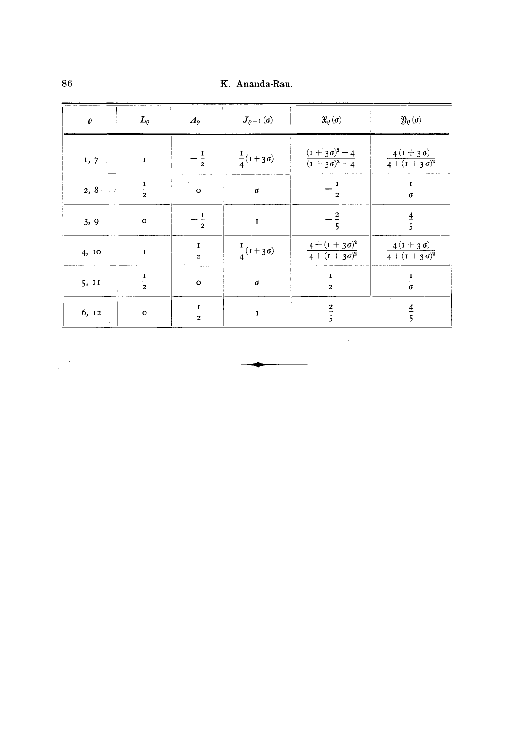| $\varrho$ | $L_\varrho$ | $\Lambda_\varrho$ | $J_{\varrho+1}(\sigma)$ | $\mathfrak{X}_\varrho(\sigma)$ | $\mathfrak{Y}_\varrho(\sigma)$ |
|---|---|---|---|---|---|
| 1, 7 | 1 | $-\frac{1}{2}$ | $\frac{1}{4}(1+3\sigma)$ | $\frac{(1+3\sigma)^2-4}{(1+3\sigma)^2+4}$ | $\frac{4(1+3\sigma)}{4+(1+3\sigma)^2}$ |
| 2, 8 | $\frac{1}{2}$ | 0 | $\sigma$ | $-\frac{1}{2}$ | $\frac{1}{\sigma}$ |
| 3, 9 | 0 | $-\frac{1}{2}$ | 1 | $-\frac{2}{5}$ | $\frac{4}{5}$ |
| 4, 10 | 1 | $\frac{1}{2}$ | $\frac{1}{4}(1+3\sigma)$ | $\frac{4-(1+3\sigma)^2}{4+(1+3\sigma)^2}$ | $\frac{4(1+3\sigma)}{4+(1+3\sigma)^2}$ |
| 5, 11 | $\frac{1}{2}$ | 0 | $\sigma$ | $\frac{1}{2}$ | $\frac{1}{\sigma}$ |
| 6, 12 | 0 | $\frac{1}{2}$ | 1 | $\frac{2}{5}$ | $\frac{4}{5}$ |